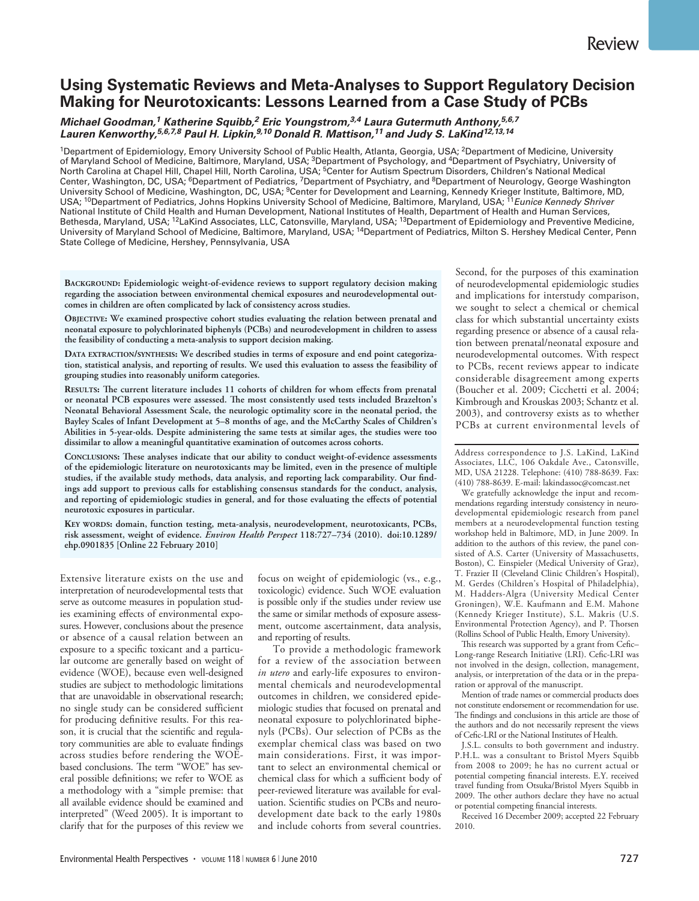Review

# Using Systematic Reviews and Meta-Analyses to Support Regulatory Decision Making for Neurotoxicants: Lessons Learned from a Case Study of PCBs

***Michael Goodman,[1] Katherine Squibb,[2] Eric Youngstrom,[3,4] Laura Gutermuth Anthony,[5,6,7] Lauren Kenworthy,[5,6,7,8] Paul H. Lipkin,[9,10] Donald R. Mattison,[11] and Judy S. LaKind[12,13,14]***

[1]Department of Epidemiology, Emory University School of Public Health, Atlanta, Georgia, USA; [2]Department of Medicine, University of Maryland School of Medicine, Baltimore, Maryland, USA; [3]Department of Psychology, and [4]Department of Psychiatry, University of North Carolina at Chapel Hill, Chapel Hill, North Carolina, USA; [5]Center for Autism Spectrum Disorders, Children's National Medical Center, Washington, DC, USA; [6]Department of Pediatrics, [7]Department of Psychiatry, and [8]Department of Neurology, George Washington University School of Medicine, Washington, DC, USA; [9]Center for Development and Learning, Kennedy Krieger Institute, Baltimore, MD, USA; [10]Department of Pediatrics, Johns Hopkins University School of Medicine, Baltimore, Maryland, USA; [11]*Eunice Kennedy Shriver* National Institute of Child Health and Human Development, National Institutes of Health, Department of Health and Human Services, Bethesda, Maryland, USA; [12]LaKind Associates, LLC, Catonsville, Maryland, USA; [13]Department of Epidemiology and Preventive Medicine, University of Maryland School of Medicine, Baltimore, Maryland, USA; [14]Department of Pediatrics, Milton S. Hershey Medical Center, Penn State College of Medicine, Hershey, Pennsylvania, USA

**Background: Epidemiologic weight-of-evidence reviews to support regulatory decision making regarding the association between environmental chemical exposures and neurodevelopmental outcomes in children are often complicated by lack of consistency across studies.**

**Objective: We examined prospective cohort studies evaluating the relation between prenatal and neonatal exposure to polychlorinated biphenyls (PCBs) and neurodevelopment in children to assess the feasibility of conducting a meta-analysis to support decision making.**

**Data extraction/synthesis: We described studies in terms of exposure and end point categorization, statistical analysis, and reporting of results. We used this evaluation to assess the feasibility of grouping studies into reasonably uniform categories.**

**Results: The current literature includes 11 cohorts of children for whom effects from prenatal or neonatal PCB exposures were assessed. The most consistently used tests included Brazelton's Neonatal Behavioral Assessment Scale, the neurologic optimality score in the neonatal period, the Bayley Scales of Infant Development at 5–8 months of age, and the McCarthy Scales of Children's Abilities in 5-year-olds. Despite administering the same tests at similar ages, the studies were too dissimilar to allow a meaningful quantitative examination of outcomes across cohorts.**

**Conclusions: These analyses indicate that our ability to conduct weight-of-evidence assessments of the epidemiologic literature on neurotoxicants may be limited, even in the presence of multiple studies, if the available study methods, data analysis, and reporting lack comparability. Our findings add support to previous calls for establishing consensus standards for the conduct, analysis, and reporting of epidemiologic studies in general, and for those evaluating the effects of potential neurotoxic exposures in particular.**

**Key words: domain, function testing, meta-analysis, neurodevelopment, neurotoxicants, PCBs, risk assessment, weight of evidence. *Environ Health Perspect* 118:727–734 (2010). doi:10.1289/ehp.0901835 [Online 22 February 2010]**

Extensive literature exists on the use and interpretation of neurodevelopmental tests that serve as outcome measures in population studies examining effects of environmental exposures. However, conclusions about the presence or absence of a causal relation between an exposure to a specific toxicant and a particular outcome are generally based on weight of evidence (WOE), because even well-designed studies are subject to methodologic limitations that are unavoidable in observational research; no single study can be considered sufficient for producing definitive results. For this reason, it is crucial that the scientific and regulatory communities are able to evaluate findings across studies before rendering the WOE-based conclusions. The term "WOE" has several possible definitions; we refer to WOE as a methodology with a "simple premise: that all available evidence should be examined and interpreted" (Weed 2005). It is important to clarify that for the purposes of this review we focus on weight of epidemiologic (vs., e.g., toxicologic) evidence. Such WOE evaluation is possible only if the studies under review use the same or similar methods of exposure assessment, outcome ascertainment, data analysis, and reporting of results.

To provide a methodologic framework for a review of the association between *in utero* and early-life exposures to environmental chemicals and neurodevelopmental outcomes in children, we considered epidemiologic studies that focused on prenatal and neonatal exposure to polychlorinated biphenyls (PCBs). Our selection of PCBs as the exemplar chemical class was based on two main considerations. First, it was important to select an environmental chemical or chemical class for which a sufficient body of peer-reviewed literature was available for evaluation. Scientific studies on PCBs and neurodevelopment date back to the early 1980s and include cohorts from several countries. Second, for the purposes of this examination of neurodevelopmental epidemiologic studies and implications for interstudy comparison, we sought to select a chemical or chemical class for which substantial uncertainty exists regarding presence or absence of a causal relation between prenatal/neonatal exposure and neurodevelopmental outcomes. With respect to PCBs, recent reviews appear to indicate considerable disagreement among experts (Boucher et al. 2009; Cicchetti et al. 2004; Kimbrough and Krouskas 2003; Schantz et al. 2003), and controversy exists as to whether PCBs at current environmental levels of

Address correspondence to J.S. LaKind, LaKind Associates, LLC, 106 Oakdale Ave., Catonsville, MD, USA 21228. Telephone: (410) 788-8639. Fax: (410) 788-8639. E-mail: lakindassoc@comcast.net

We gratefully acknowledge the input and recommendations regarding interstudy consistency in neurodevelopmental epidemiologic research from panel members at a neurodevelopmental function testing workshop held in Baltimore, MD, in June 2009. In addition to the authors of this review, the panel consisted of A.S. Carter (University of Massachusetts, Boston), C. Einspieler (Medical University of Graz), T. Frazier II (Cleveland Clinic Children's Hospital), M. Gerdes (Children's Hospital of Philadelphia), M. Hadders-Algra (University Medical Center Groningen), W.E. Kaufmann and E.M. Mahone (Kennedy Krieger Institute), S.L. Makris (U.S. Environmental Protection Agency), and P. Thorsen (Rollins School of Public Health, Emory University).

This research was supported by a grant from Cefic–Long-range Research Initiative (LRI). Cefic-LRI was not involved in the design, collection, management, analysis, or interpretation of the data or in the preparation or approval of the manuscript.

Mention of trade names or commercial products does not constitute endorsement or recommendation for use. The findings and conclusions in this article are those of the authors and do not necessarily represent the views of Cefic-LRI or the National Institutes of Health.

J.S.L. consults to both government and industry. P.H.L. was a consultant to Bristol Myers Squibb from 2008 to 2009; he has no current actual or potential competing financial interests. E.Y. received travel funding from Otsuka/Bristol Myers Squibb in 2009. The other authors declare they have no actual or potential competing financial interests.

Received 16 December 2009; accepted 22 February 2010.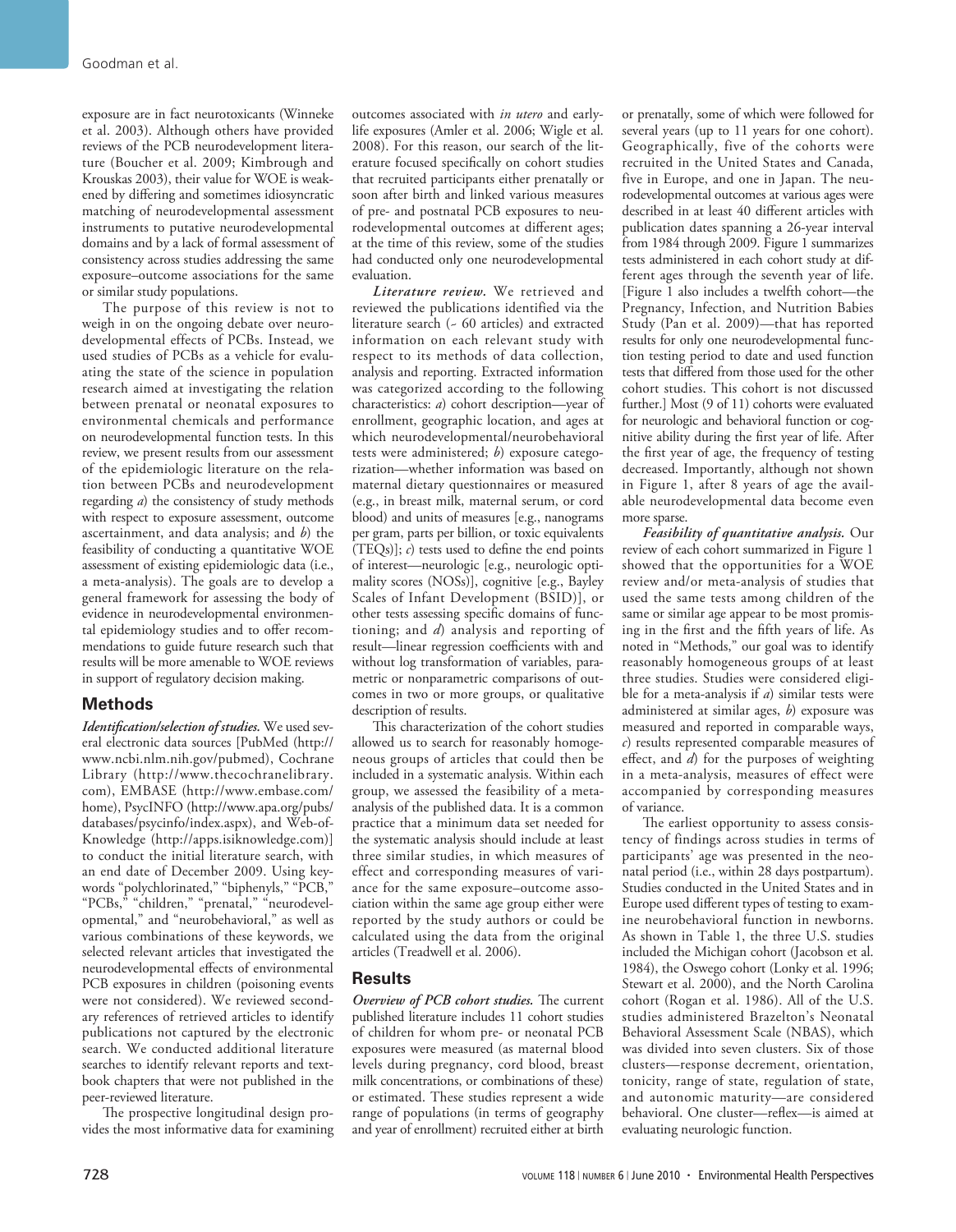exposure are in fact neurotoxicants (Winneke et al. 2003). Although others have provided reviews of the PCB neurodevelopment literature (Boucher et al. 2009; Kimbrough and Krouskas 2003), their value for WOE is weakened by differing and sometimes idiosyncratic matching of neurodevelopmental assessment instruments to putative neurodevelopmental domains and by a lack of formal assessment of consistency across studies addressing the same exposure–outcome associations for the same or similar study populations.

The purpose of this review is not to weigh in on the ongoing debate over neurodevelopmental effects of PCBs. Instead, we used studies of PCBs as a vehicle for evaluating the state of the science in population research aimed at investigating the relation between prenatal or neonatal exposures to environmental chemicals and performance on neurodevelopmental function tests. In this review, we present results from our assessment of the epidemiologic literature on the relation between PCBs and neurodevelopment regarding *a*) the consistency of study methods with respect to exposure assessment, outcome ascertainment, and data analysis; and *b*) the feasibility of conducting a quantitative WOE assessment of existing epidemiologic data (i.e., a meta-analysis). The goals are to develop a general framework for assessing the body of evidence in neurodevelopmental environmental epidemiology studies and to offer recommendations to guide future research such that results will be more amenable to WOE reviews in support of regulatory decision making.

## Methods

***Identification/selection of studies.*** We used several electronic data sources [PubMed (http://www.ncbi.nlm.nih.gov/pubmed), Cochrane Library (http://www.thecochranelibrary.com), EMBASE (http://www.embase.com/home), PsycINFO (http://www.apa.org/pubs/databases/psycinfo/index.aspx), and Web-of-Knowledge (http://apps.isiknowledge.com)] to conduct the initial literature search, with an end date of December 2009. Using keywords "polychlorinated," "biphenyls," "PCB," "PCBs," "children," "prenatal," "neurodevelopmental," and "neurobehavioral," as well as various combinations of these keywords, we selected relevant articles that investigated the neurodevelopmental effects of environmental PCB exposures in children (poisoning events were not considered). We reviewed secondary references of retrieved articles to identify publications not captured by the electronic search. We conducted additional literature searches to identify relevant reports and textbook chapters that were not published in the peer-reviewed literature.

The prospective longitudinal design provides the most informative data for examining outcomes associated with *in utero* and early-life exposures (Amler et al. 2006; Wigle et al. 2008). For this reason, our search of the literature focused specifically on cohort studies that recruited participants either prenatally or soon after birth and linked various measures of pre- and postnatal PCB exposures to neurodevelopmental outcomes at different ages; at the time of this review, some of the studies had conducted only one neurodevelopmental evaluation.

***Literature review.*** We retrieved and reviewed the publications identified via the literature search (~ 60 articles) and extracted information on each relevant study with respect to its methods of data collection, analysis and reporting. Extracted information was categorized according to the following characteristics: *a*) cohort description—year of enrollment, geographic location, and ages at which neurodevelopmental/neurobehavioral tests were administered; *b*) exposure categorization—whether information was based on maternal dietary questionnaires or measured (e.g., in breast milk, maternal serum, or cord blood) and units of measures [e.g., nanograms per gram, parts per billion, or toxic equivalents (TEQs)]; *c*) tests used to define the end points of interest—neurologic [e.g., neurologic optimality scores (NOSs)], cognitive [e.g., Bayley Scales of Infant Development (BSID)], or other tests assessing specific domains of functioning; and *d*) analysis and reporting of result—linear regression coefficients with and without log transformation of variables, parametric or nonparametric comparisons of outcomes in two or more groups, or qualitative description of results.

This characterization of the cohort studies allowed us to search for reasonably homogeneous groups of articles that could then be included in a systematic analysis. Within each group, we assessed the feasibility of a meta-analysis of the published data. It is a common practice that a minimum data set needed for the systematic analysis should include at least three similar studies, in which measures of effect and corresponding measures of variance for the same exposure–outcome association within the same age group either were reported by the study authors or could be calculated using the data from the original articles (Treadwell et al. 2006).

## Results

***Overview of PCB cohort studies.*** The current published literature includes 11 cohort studies of children for whom pre- or neonatal PCB exposures were measured (as maternal blood levels during pregnancy, cord blood, breast milk concentrations, or combinations of these) or estimated. These studies represent a wide range of populations (in terms of geography and year of enrollment) recruited either at birth or prenatally, some of which were followed for several years (up to 11 years for one cohort). Geographically, five of the cohorts were recruited in the United States and Canada, five in Europe, and one in Japan. The neurodevelopmental outcomes at various ages were described in at least 40 different articles with publication dates spanning a 26-year interval from 1984 through 2009. Figure 1 summarizes tests administered in each cohort study at different ages through the seventh year of life. [Figure 1 also includes a twelfth cohort—the Pregnancy, Infection, and Nutrition Babies Study (Pan et al. 2009)—that has reported results for only one neurodevelopmental function testing period to date and used function tests that differed from those used for the other cohort studies. This cohort is not discussed further.] Most (9 of 11) cohorts were evaluated for neurologic and behavioral function or cognitive ability during the first year of life. After the first year of age, the frequency of testing decreased. Importantly, although not shown in Figure 1, after 8 years of age the available neurodevelopmental data become even more sparse.

***Feasibility of quantitative analysis.*** Our review of each cohort summarized in Figure 1 showed that the opportunities for a WOE review and/or meta-analysis of studies that used the same tests among children of the same or similar age appear to be most promising in the first and the fifth years of life. As noted in "Methods," our goal was to identify reasonably homogeneous groups of at least three studies. Studies were considered eligible for a meta-analysis if *a*) similar tests were administered at similar ages, *b*) exposure was measured and reported in comparable ways, *c*) results represented comparable measures of effect, and *d*) for the purposes of weighting in a meta-analysis, measures of effect were accompanied by corresponding measures of variance.

The earliest opportunity to assess consistency of findings across studies in terms of participants' age was presented in the neonatal period (i.e., within 28 days postpartum). Studies conducted in the United States and in Europe used different types of testing to examine neurobehavioral function in newborns. As shown in Table 1, the three U.S. studies included the Michigan cohort (Jacobson et al. 1984), the Oswego cohort (Lonky et al. 1996; Stewart et al. 2000), and the North Carolina cohort (Rogan et al. 1986). All of the U.S. studies administered Brazelton's Neonatal Behavioral Assessment Scale (NBAS), which was divided into seven clusters. Six of those clusters—response decrement, orientation, tonicity, range of state, regulation of state, and autonomic maturity—are considered behavioral. One cluster—reflex—is aimed at evaluating neurologic function.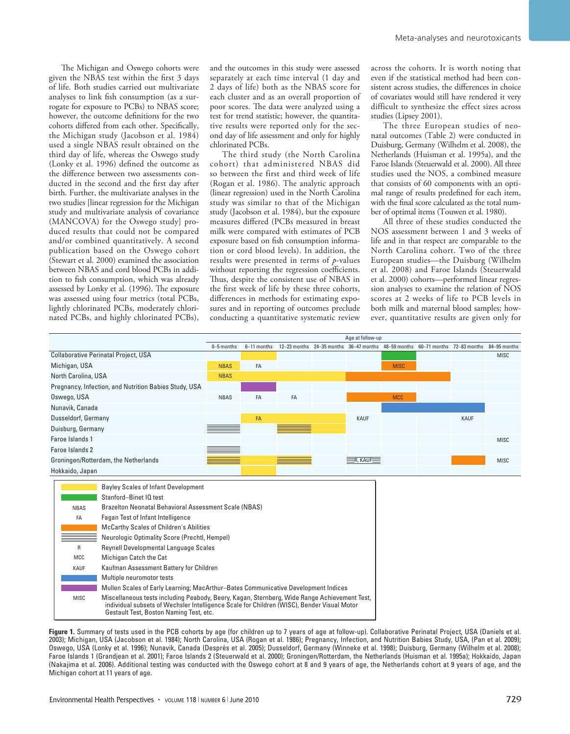The Michigan and Oswego cohorts were given the NBAS test within the first 3 days of life. Both studies carried out multivariate analyses to link fish consumption (as a surrogate for exposure to PCBs) to NBAS score; however, the outcome definitions for the two cohorts differed from each other. Specifically, the Michigan study (Jacobson et al. 1984) used a single NBAS result obtained on the third day of life, whereas the Oswego study (Lonky et al. 1996) defined the outcome as the difference between two assessments conducted in the second and the first day after birth. Further, the multivariate analyses in the two studies [linear regression for the Michigan study and multivariate analysis of covariance (MANCOVA) for the Oswego study] produced results that could not be compared and/or combined quantitatively. A second publication based on the Oswego cohort (Stewart et al. 2000) examined the association between NBAS and cord blood PCBs in addition to fish consumption, which was already assessed by Lonky et al. (1996). The exposure was assessed using four metrics (total PCBs, lightly chlorinated PCBs, moderately chlorinated PCBs, and highly chlorinated PCBs), and the outcomes in this study were assessed separately at each time interval (1 day and 2 days of life) both as the NBAS score for each cluster and as an overall proportion of poor scores. The data were analyzed using a test for trend statistic; however, the quantitative results were reported only for the second day of life assessment and only for highly chlorinated PCBs.

The third study (the North Carolina cohort) that administered NBAS did so between the first and third week of life (Rogan et al. 1986). The analytic approach (linear regression) used in the North Carolina study was similar to that of the Michigan study (Jacobson et al. 1984), but the exposure measures differed (PCBs measured in breast milk were compared with estimates of PCB exposure based on fish consumption information or cord blood levels). In addition, the results were presented in terms of *p*-values without reporting the regression coefficients. Thus, despite the consistent use of NBAS in the first week of life by these three cohorts, differences in methods for estimating exposures and in reporting of outcomes preclude conducting a quantitative systematic review across the cohorts. It is worth noting that even if the statistical method had been consistent across studies, the differences in choice of covariates would still have rendered it very difficult to synthesize the effect sizes across studies (Lipsey 2001).

The three European studies of neonatal outcomes (Table 2) were conducted in Duisburg, Germany (Wilhelm et al. 2008), the Netherlands (Huisman et al. 1995a), and the Faroe Islands (Steuerwald et al. 2000). All three studies used the NOS, a combined measure that consists of 60 components with an optimal range of results predefined for each item, with the final score calculated as the total number of optimal items (Touwen et al. 1980).

All three of these studies conducted the NOS assessment between 1 and 3 weeks of life and in that respect are comparable to the North Carolina cohort. Two of the three European studies—the Duisburg (Wilhelm et al. 2008) and Faroe Islands (Steuerwald et al. 2000) cohorts—performed linear regression analyses to examine the relation of NOS scores at 2 weeks of life to PCB levels in both milk and maternal blood samples; however, quantitative results are given only for

| | Age at follow-up | | | | | | | | |
|---|---|---|---|---|---|---|---|---|---|
| | 0–5 months | 6–11 months | 12–23 months | 24–35 months | 36–47 months | 48–59 months | 60–71 months | 72–83 months | 84–95 months |
| Collaborative Perinatal Project, USA | | Bayley | | | | Stanford–Binet | | | MISC |
| Michigan, USA | NBAS (Bayley) | FA | | | | MISC (McCarthy) | | | |
| North Carolina, USA | NBAS (Bayley) | Bayley | Bayley | Bayley | McCarthy | McCarthy | McCarthy | | |
| Pregnancy, Infection, and Nutrition Babies Study, USA | | Mullen; MacArthur–Bates | | | | | | | |
| Oswego, USA | NBAS | FA | FA | | McCarthy | MCC (McCarthy) | | | |
| Nunavik, Canada | | | | | | Neuromotor | Neuromotor | Neuromotor | |
| Dusseldorf, Germany | | FA (Bayley) | Bayley | Bayley | KAUF | | | KAUF | |
| Duisburg, Germany | NOS | | NOS (Bayley) | Bayley | | | | | |
| Faroe Islands 1 | | | | | | | | | MISC |
| Faroe Islands 2 | NOS | | | | | | | | |
| Groningen/Rotterdam, the Netherlands | NOS (Bayley) | Bayley | NOS (Bayley) | | NOS, R, KAUF | | | McCarthy | MISC |
| Hokkaido, Japan | | Bayley | | | | | | | |

- Bayley: Bayley Scales of Infant Development
- Stanford–Binet: Stanford–Binet IQ test
- NBAS: Brazelton Neonatal Behavioral Assessment Scale (NBAS)
- FA: Fagan Test of Infant Intelligence
- McCarthy: McCarthy Scales of Children's Abilities
- NOS: Neurologic Optimality Score (Prechtl, Hempel)
- R: Reynell Developmental Language Scales
- MCC: Michigan Catch the Cat
- KAUF: Kaufman Assessment Battery for Children
- Neuromotor: Multiple neuromotor tests
- Mullen; MacArthur–Bates: Mullen Scales of Early Learning; MacArthur–Bates Communicative Development Indices
- MISC: Miscellaneous tests including Peabody, Beery, Kagan, Sternberg, Wide Range Achievement Test, individual subsets of Wechsler Intelligence Scale for Children (WISC), Bender Visual Motor Gestalt Test, Boston Naming Test, etc.

**Figure 1.** Summary of tests used in the PCB cohorts by age (for children up to 7 years of age at follow-up). Collaborative Perinatal Project, USA (Daniels et al. 2003); Michigan, USA (Jacobson et al. 1984); North Carolina, USA (Rogan et al. 1986); Pregnancy, Infection, and Nutrition Babies Study, USA, (Pan et al. 2009); Oswego, USA (Lonky et al. 1996); Nunavik, Canada (Després et al. 2005); Dusseldorf, Germany (Winneke et al. 1998); Duisburg, Germany (Wilhelm et al. 2008); Faroe Islands 1 (Grandjean et al. 2001); Faroe Islands 2 (Steuerwald et al. 2000); Groningen/Rotterdam, the Netherlands (Huisman et al. 1995a); Hokkaido, Japan (Nakajima et al. 2006). Additional testing was conducted with the Oswego cohort at 8 and 9 years of age, the Netherlands cohort at 9 years of age, and the Michigan cohort at 11 years of age.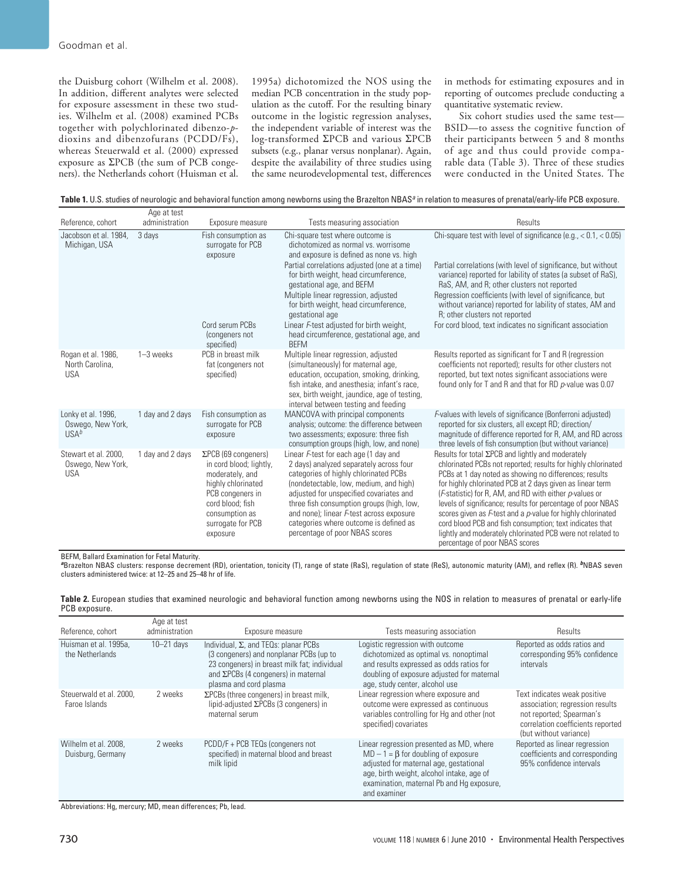the Duisburg cohort (Wilhelm et al. 2008). In addition, different analytes were selected for exposure assessment in these two studies. Wilhelm et al. (2008) examined PCBs together with polychlorinated dibenzo-*p*-dioxins and dibenzofurans (PCDD/Fs), whereas Steuerwald et al. (2000) expressed exposure as ΣPCB (the sum of PCB congeners). the Netherlands cohort (Huisman et al. 1995a) dichotomized the NOS using the median PCB concentration in the study population as the cutoff. For the resulting binary outcome in the logistic regression analyses, the independent variable of interest was the log-transformed ΣPCB and various ΣPCB subsets (e.g., planar versus nonplanar). Again, despite the availability of three studies using the same neurodevelopmental test, differences in methods for estimating exposures and in reporting of outcomes preclude conducting a quantitative systematic review.

Six cohort studies used the same test—BSID—to assess the cognitive function of their participants between 5 and 8 months of age and thus could provide comparable data (Table 3). Three of these studies were conducted in the United States. The

**Table 1.** U.S. studies of neurologic and behavioral function among newborns using the Brazelton NBAS[a] in relation to measures of prenatal/early-life PCB exposure.

| Reference, cohort | Age at test administration | Exposure measure | Tests measuring association | Results |
|---|---|---|---|---|
| Jacobson et al. 1984, Michigan, USA | 3 days | Fish consumption as surrogate for PCB exposure | Chi-square test where outcome is dichotomized as normal vs. worrisome and exposure is defined as none vs. high | Chi-square test with level of significance (e.g., < 0.1, < 0.05) |
| | | | Partial correlations adjusted (one at a time) for birth weight, head circumference, gestational age, and BEFM | Partial correlations (with level of significance, but without variance) reported for lability of states (a subset of RaS), RaS, AM, and R; other clusters not reported |
| | | | Multiple linear regression, adjusted for birth weight, head circumference, gestational age | Regression coefficients (with level of significance, but without variance) reported for lability of states, AM and R; other clusters not reported |
| | | Cord serum PCBs (congeners not specified) | Linear *F*-test adjusted for birth weight, head circumference, gestational age, and BEFM | For cord blood, text indicates no significant association |
| Rogan et al. 1986, North Carolina, USA | 1–3 weeks | PCB in breast milk fat (congeners not specified) | Multiple linear regression, adjusted (simultaneously) for maternal age, education, occupation, smoking, drinking, fish intake, and anesthesia; infant's race, sex, birth weight, jaundice, age of testing, interval between testing and feeding | Results reported as significant for T and R (regression coefficients not reported); results for other clusters not reported, but text notes significant associations were found only for T and R and that for RD *p*-value was 0.07 |
| Lonky et al. 1996, Oswego, New York, USA[b] | 1 day and 2 days | Fish consumption as surrogate for PCB exposure | MANCOVA with principal components analysis; outcome: the difference between two assessments; exposure: three fish consumption groups (high, low, and none) | *F*-values with levels of significance (Bonferroni adjusted) reported for six clusters, all except RD; direction/magnitude of difference reported for R, AM, and RD across three levels of fish consumption (but without variance) |
| Stewart et al. 2000, Oswego, New York, USA | 1 day and 2 days | ΣPCB (69 congeners) in cord blood; lightly, moderately, and highly chlorinated PCB congeners in cord blood; fish consumption as surrogate for PCB exposure | Linear *F*-test for each age (1 day and 2 days) analyzed separately across four categories of highly chlorinated PCBs (nondetectable, low, medium, and high) adjusted for unspecified covariates and three fish consumption groups (high, low, and none); linear *F*-test across exposure categories where outcome is defined as percentage of poor NBAS scores | Results for total ΣPCB and lightly and moderately chlorinated PCBs not reported; results for highly chlorinated PCBs at 1 day noted as showing no differences; results for highly chlorinated PCB at 2 days given as linear term (*F*-statistic) for R, AM, and RD with either *p*-values or levels of significance; results for percentage of poor NBAS scores given as *F*-test and a *p*-value for highly chlorinated cord blood PCB and fish consumption; text indicates that lightly and moderately chlorinated PCB were not related to percentage of poor NBAS scores |

BEFM, Ballard Examination for Fetal Maturity.
[a]Brazelton NBAS clusters: response decrement (RD), orientation, tonicity (T), range of state (RaS), regulation of state (ReS), autonomic maturity (AM), and reflex (R). [b]NBAS seven clusters administered twice: at 12–25 and 25–48 hr of life.

**Table 2.** European studies that examined neurologic and behavioral function among newborns using the NOS in relation to measures of prenatal or early-life PCB exposure.

| Reference, cohort | Age at test administration | Exposure measure | Tests measuring association | Results |
|---|---|---|---|---|
| Huisman et al. 1995a, the Netherlands | 10–21 days | Individual, Σ, and TEQs: planar PCBs (3 congeners) and nonplanar PCBs (up to 23 congeners) in breast milk fat; individual and ΣPCBs (4 congeners) in maternal plasma and cord plasma | Logistic regression with outcome dichotomized as optimal vs. nonoptimal and results expressed as odds ratios for doubling of exposure adjusted for maternal age, study center, alcohol use | Reported as odds ratios and corresponding 95% confidence intervals |
| Steuerwald et al. 2000, Faroe Islands | 2 weeks | ΣPCBs (three congeners) in breast milk, lipid-adjusted ΣPCBs (3 congeners) in maternal serum | Linear regression where exposure and outcome were expressed as continuous variables controlling for Hg and other (not specified) covariates | Text indicates weak positive association; regression results not reported; Spearman's correlation coefficients reported (but without variance) |
| Wilhelm et al. 2008, Duisburg, Germany | 2 weeks | PCDD/F + PCB TEQs (congeners not specified) in maternal blood and breast milk lipid | Linear regression presented as MD, where $MD - 1 = \beta$ for doubling of exposure adjusted for maternal age, gestational age, birth weight, alcohol intake, age of examination, maternal Pb and Hg exposure, and examiner | Reported as linear regression coefficients and corresponding 95% confidence intervals |

Abbreviations: Hg, mercury; MD, mean differences; Pb, lead.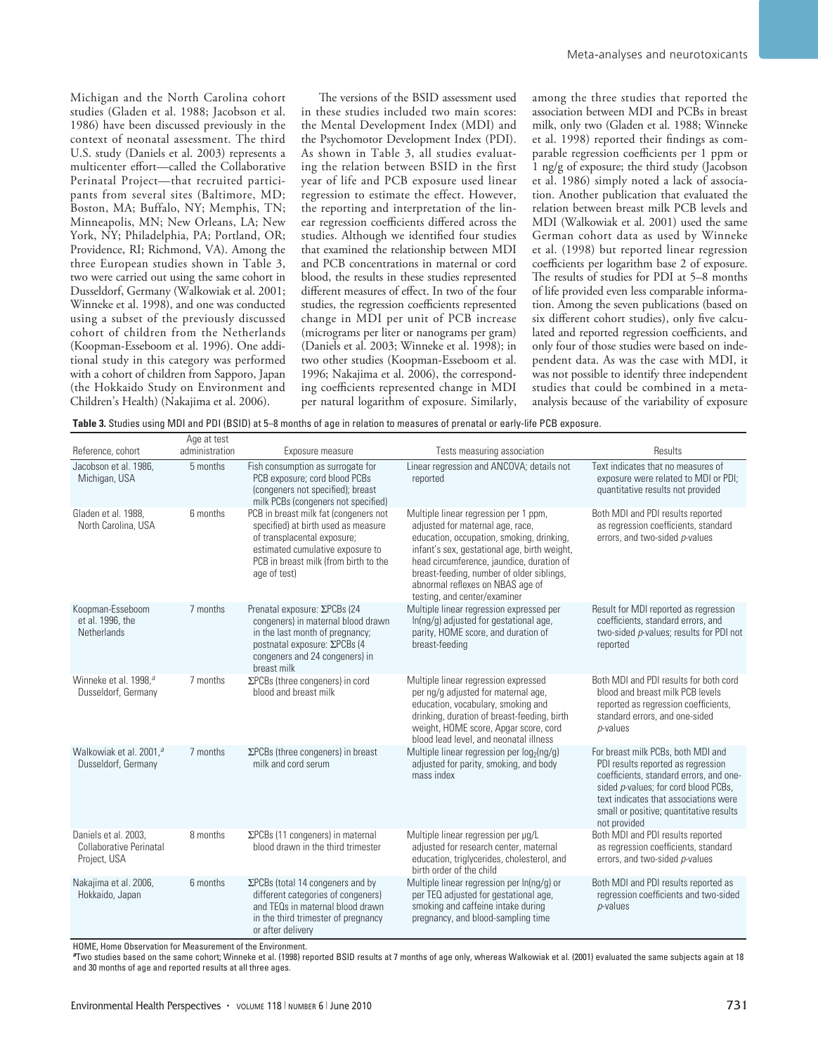Michigan and the North Carolina cohort studies (Gladen et al. 1988; Jacobson et al. 1986) have been discussed previously in the context of neonatal assessment. The third U.S. study (Daniels et al. 2003) represents a multicenter effort—called the Collaborative Perinatal Project—that recruited participants from several sites (Baltimore, MD; Boston, MA; Buffalo, NY; Memphis, TN; Minneapolis, MN; New Orleans, LA; New York, NY; Philadelphia, PA; Portland, OR; Providence, RI; Richmond, VA). Among the three European studies shown in Table 3, two were carried out using the same cohort in Dusseldorf, Germany (Walkowiak et al. 2001; Winneke et al. 1998), and one was conducted using a subset of the previously discussed cohort of children from the Netherlands (Koopman-Esseboom et al. 1996). One additional study in this category was performed with a cohort of children from Sapporo, Japan (the Hokkaido Study on Environment and Children's Health) (Nakajima et al. 2006).

The versions of the BSID assessment used in these studies included two main scores: the Mental Development Index (MDI) and the Psychomotor Development Index (PDI). As shown in Table 3, all studies evaluating the relation between BSID in the first year of life and PCB exposure used linear regression to estimate the effect. However, the reporting and interpretation of the linear regression coefficients differed across the studies. Although we identified four studies that examined the relationship between MDI and PCB concentrations in maternal or cord blood, the results in these studies represented different measures of effect. In two of the four studies, the regression coefficients represented change in MDI per unit of PCB increase (micrograms per liter or nanograms per gram) (Daniels et al. 2003; Winneke et al. 1998); in two other studies (Koopman-Esseboom et al. 1996; Nakajima et al. 2006), the corresponding coefficients represented change in MDI per natural logarithm of exposure. Similarly, among the three studies that reported the association between MDI and PCBs in breast milk, only two (Gladen et al. 1988; Winneke et al. 1998) reported their findings as comparable regression coefficients per 1 ppm or 1 ng/g of exposure; the third study (Jacobson et al. 1986) simply noted a lack of association. Another publication that evaluated the relation between breast milk PCB levels and MDI (Walkowiak et al. 2001) used the same German cohort data as used by Winneke et al. (1998) but reported linear regression coefficients per logarithm base 2 of exposure. The results of studies for PDI at 5–8 months of life provided even less comparable information. Among the seven publications (based on six different cohort studies), only five calculated and reported regression coefficients, and only four of those studies were based on independent data. As was the case with MDI, it was not possible to identify three independent studies that could be combined in a meta-analysis because of the variability of exposure

**Table 3.** Studies using MDI and PDI (BSID) at 5–8 months of age in relation to measures of prenatal or early-life PCB exposure.

| Reference, cohort | Age at test administration | Exposure measure | Tests measuring association | Results |
|---|---|---|---|---|
| Jacobson et al. 1986, Michigan, USA | 5 months | Fish consumption as surrogate for PCB exposure; cord blood PCBs (congeners not specified); breast milk PCBs (congeners not specified) | Linear regression and ANCOVA; details not reported | Text indicates that no measures of exposure were related to MDI or PDI; quantitative results not provided |
| Gladen et al. 1988, North Carolina, USA | 6 months | PCB in breast milk fat (congeners not specified) at birth used as measure of transplacental exposure; estimated cumulative exposure to PCB in breast milk (from birth to the age of test) | Multiple linear regression per 1 ppm, adjusted for maternal age, race, education, occupation, smoking, drinking, infant's sex, gestational age, birth weight, head circumference, jaundice, duration of breast-feeding, number of older siblings, abnormal reflexes on NBAS age of testing, and center/examiner | Both MDI and PDI results reported as regression coefficients, standard errors, and two-sided *p*-values |
| Koopman-Esseboom et al. 1996, the Netherlands | 7 months | Prenatal exposure: ΣPCBs (24 congeners) in maternal blood drawn in the last month of pregnancy; postnatal exposure: ΣPCBs (4 congeners and 24 congeners) in breast milk | Multiple linear regression expressed per ln(ng/g) adjusted for gestational age, parity, HOME score, and duration of breast-feeding | Result for MDI reported as regression coefficients, standard errors, and two-sided *p*-values; results for PDI not reported |
| Winneke et al. 1998,[a] Dusseldorf, Germany | 7 months | ΣPCBs (three congeners) in cord blood and breast milk | Multiple linear regression expressed per ng/g adjusted for maternal age, education, vocabulary, smoking and drinking, duration of breast-feeding, birth weight, HOME score, Apgar score, cord blood lead level, and neonatal illness | Both MDI and PDI results for both cord blood and breast milk PCB levels reported as regression coefficients, standard errors, and one-sided *p*-values |
| Walkowiak et al. 2001,[a] Dusseldorf, Germany | 7 months | ΣPCBs (three congeners) in breast milk and cord serum | Multiple linear regression per $\log_2$(ng/g) adjusted for parity, smoking, and body mass index | For breast milk PCBs, both MDI and PDI results reported as regression coefficients, standard errors, and one-sided *p*-values; for cord blood PCBs, text indicates that associations were small or positive; quantitative results not provided |
| Daniels et al. 2003, Collaborative Perinatal Project, USA | 8 months | ΣPCBs (11 congeners) in maternal blood drawn in the third trimester | Multiple linear regression per µg/L adjusted for research center, maternal education, triglycerides, cholesterol, and birth order of the child | Both MDI and PDI results reported as regression coefficients, standard errors, and two-sided *p*-values |
| Nakajima et al. 2006, Hokkaido, Japan | 6 months | ΣPCBs (total 14 congeners and by different categories of congeners) and TEQs in maternal blood drawn in the third trimester of pregnancy or after delivery | Multiple linear regression per ln(ng/g) or per TEQ adjusted for gestational age, smoking and caffeine intake during pregnancy, and blood-sampling time | Both MDI and PDI results reported as regression coefficients and two-sided *p*-values |

HOME, Home Observation for Measurement of the Environment.
[a]Two studies based on the same cohort; Winneke et al. (1998) reported BSID results at 7 months of age only, whereas Walkowiak et al. (2001) evaluated the same subjects again at 18 and 30 months of age and reported results at all three ages.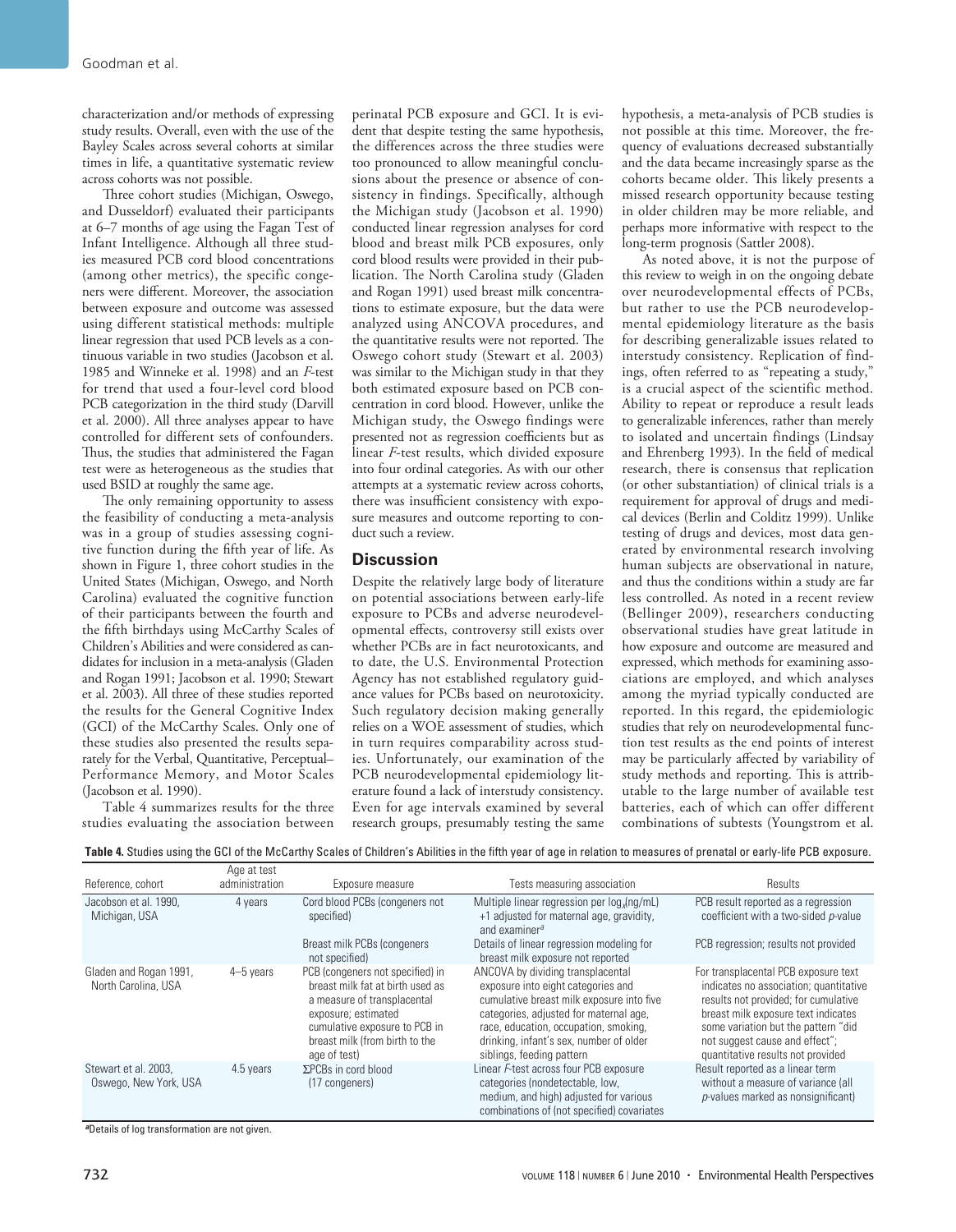characterization and/or methods of expressing study results. Overall, even with the use of the Bayley Scales across several cohorts at similar times in life, a quantitative systematic review across cohorts was not possible.

Three cohort studies (Michigan, Oswego, and Dusseldorf) evaluated their participants at 6–7 months of age using the Fagan Test of Infant Intelligence. Although all three studies measured PCB cord blood concentrations (among other metrics), the specific congeners were different. Moreover, the association between exposure and outcome was assessed using different statistical methods: multiple linear regression that used PCB levels as a continuous variable in two studies (Jacobson et al. 1985 and Winneke et al. 1998) and an *F*-test for trend that used a four-level cord blood PCB categorization in the third study (Darvill et al. 2000). All three analyses appear to have controlled for different sets of confounders. Thus, the studies that administered the Fagan test were as heterogeneous as the studies that used BSID at roughly the same age.

The only remaining opportunity to assess the feasibility of conducting a meta-analysis was in a group of studies assessing cognitive function during the fifth year of life. As shown in Figure 1, three cohort studies in the United States (Michigan, Oswego, and North Carolina) evaluated the cognitive function of their participants between the fourth and the fifth birthdays using McCarthy Scales of Children's Abilities and were considered as candidates for inclusion in a meta-analysis (Gladen and Rogan 1991; Jacobson et al. 1990; Stewart et al. 2003). All three of these studies reported the results for the General Cognitive Index (GCI) of the McCarthy Scales. Only one of these studies also presented the results separately for the Verbal, Quantitative, Perceptual–Performance Memory, and Motor Scales (Jacobson et al. 1990).

Table 4 summarizes results for the three studies evaluating the association between perinatal PCB exposure and GCI. It is evident that despite testing the same hypothesis, the differences across the three studies were too pronounced to allow meaningful conclusions about the presence or absence of consistency in findings. Specifically, although the Michigan study (Jacobson et al. 1990) conducted linear regression analyses for cord blood and breast milk PCB exposures, only cord blood results were provided in their publication. The North Carolina study (Gladen and Rogan 1991) used breast milk concentrations to estimate exposure, but the data were analyzed using ANCOVA procedures, and the quantitative results were not reported. The Oswego cohort study (Stewart et al. 2003) was similar to the Michigan study in that they both estimated exposure based on PCB concentration in cord blood. However, unlike the Michigan study, the Oswego findings were presented not as regression coefficients but as linear *F*-test results, which divided exposure into four ordinal categories. As with our other attempts at a systematic review across cohorts, there was insufficient consistency with exposure measures and outcome reporting to conduct such a review.

## Discussion

Despite the relatively large body of literature on potential associations between early-life exposure to PCBs and adverse neurodevelopmental effects, controversy still exists over whether PCBs are in fact neurotoxicants, and to date, the U.S. Environmental Protection Agency has not established regulatory guidance values for PCBs based on neurotoxicity. Such regulatory decision making generally relies on a WOE assessment of studies, which in turn requires comparability across studies. Unfortunately, our examination of the PCB neurodevelopmental epidemiology literature found a lack of interstudy consistency. Even for age intervals examined by several research groups, presumably testing the same hypothesis, a meta-analysis of PCB studies is not possible at this time. Moreover, the frequency of evaluations decreased substantially and the data became increasingly sparse as the cohorts became older. This likely presents a missed research opportunity because testing in older children may be more reliable, and perhaps more informative with respect to the long-term prognosis (Sattler 2008).

As noted above, it is not the purpose of this review to weigh in on the ongoing debate over neurodevelopmental effects of PCBs, but rather to use the PCB neurodevelopmental epidemiology literature as the basis for describing generalizable issues related to interstudy consistency. Replication of findings, often referred to as "repeating a study," is a crucial aspect of the scientific method. Ability to repeat or reproduce a result leads to generalizable inferences, rather than merely to isolated and uncertain findings (Lindsay and Ehrenberg 1993). In the field of medical research, there is consensus that replication (or other substantiation) of clinical trials is a requirement for approval of drugs and medical devices (Berlin and Colditz 1999). Unlike testing of drugs and devices, most data generated by environmental research involving human subjects are observational in nature, and thus the conditions within a study are far less controlled. As noted in a recent review (Bellinger 2009), researchers conducting observational studies have great latitude in how exposure and outcome are measured and expressed, which methods for examining associations are employed, and which analyses among the myriad typically conducted are reported. In this regard, the epidemiologic studies that rely on neurodevelopmental function test results as the end points of interest may be particularly affected by variability of study methods and reporting. This is attributable to the large number of available test batteries, each of which can offer different combinations of subtests (Youngstrom et al.

**Table 4.** Studies using the GCI of the McCarthy Scales of Children's Abilities in the fifth year of age in relation to measures of prenatal or early-life PCB exposure.

| Reference, cohort | Age at test administration | Exposure measure | Tests measuring association | Results |
|---|---|---|---|---|
| Jacobson et al. 1990, Michigan, USA | 4 years | Cord blood PCBs (congeners not specified) | Multiple linear regression per $\log_x$(ng/mL) +1 adjusted for maternal age, gravidity, and examiner[a] | PCB result reported as a regression coefficient with a two-sided *p*-value |
| | | Breast milk PCBs (congeners not specified) | Details of linear regression modeling for breast milk exposure not reported | PCB regression; results not provided |
| Gladen and Rogan 1991, North Carolina, USA | 4–5 years | PCB (congeners not specified) in breast milk fat at birth used as a measure of transplacental exposure; estimated cumulative exposure to PCB in breast milk (from birth to the age of test) | ANCOVA by dividing transplacental exposure into eight categories and cumulative breast milk exposure into five categories, adjusted for maternal age, race, education, occupation, smoking, drinking, infant's sex, number of older siblings, feeding pattern | For transplacental PCB exposure text indicates no association; quantitative results not provided; for cumulative breast milk exposure text indicates some variation but the pattern "did not suggest cause and effect"; quantitative results not provided |
| Stewart et al. 2003, Oswego, New York, USA | 4.5 years | ΣPCBs in cord blood (17 congeners) | Linear *F*-test across four PCB exposure categories (nondetectable, low, medium, and high) adjusted for various combinations of (not specified) covariates | Result reported as a linear term without a measure of variance (all *p*-values marked as nonsignificant) |

[a]Details of log transformation are not given.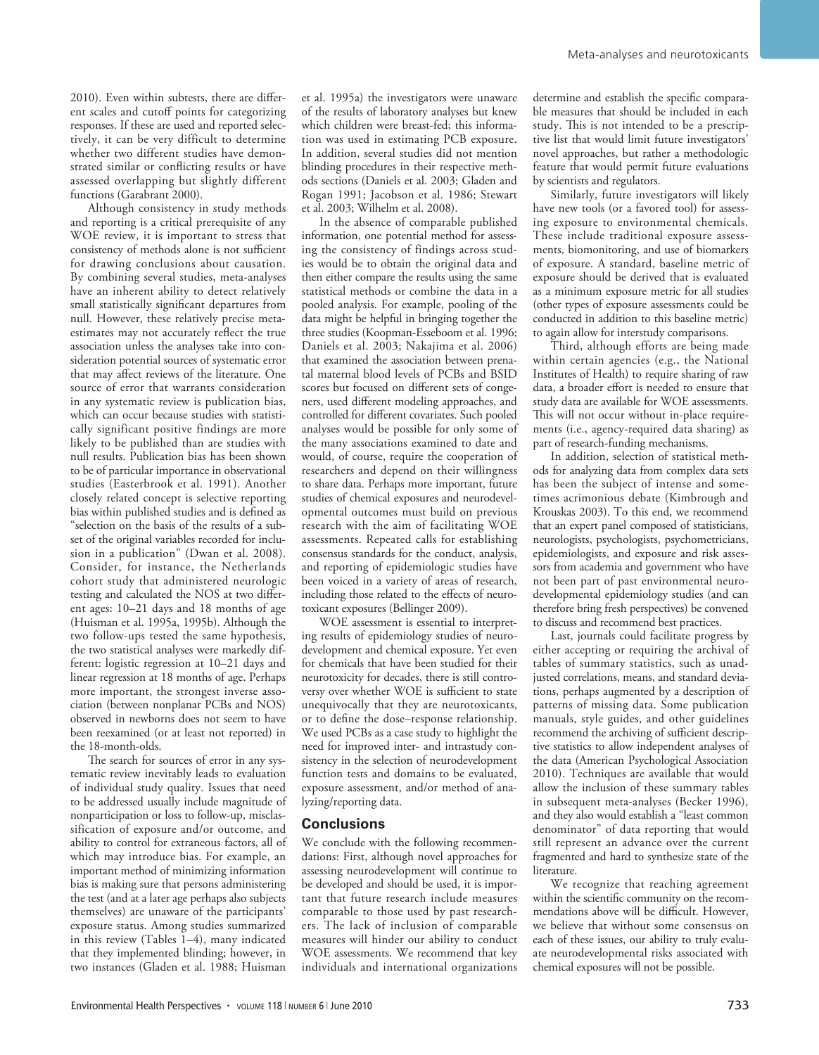2010). Even within subtests, there are different scales and cutoff points for categorizing responses. If these are used and reported selectively, it can be very difficult to determine whether two different studies have demonstrated similar or conflicting results or have assessed overlapping but slightly different functions (Garabrant 2000).

Although consistency in study methods and reporting is a critical prerequisite of any WOE review, it is important to stress that consistency of methods alone is not sufficient for drawing conclusions about causation. By combining several studies, meta-analyses have an inherent ability to detect relatively small statistically significant departures from null. However, these relatively precise meta-estimates may not accurately reflect the true association unless the analyses take into consideration potential sources of systematic error that may affect reviews of the literature. One source of error that warrants consideration in any systematic review is publication bias, which can occur because studies with statistically significant positive findings are more likely to be published than are studies with null results. Publication bias has been shown to be of particular importance in observational studies (Easterbrook et al. 1991). Another closely related concept is selective reporting bias within published studies and is defined as "selection on the basis of the results of a subset of the original variables recorded for inclusion in a publication" (Dwan et al. 2008). Consider, for instance, the Netherlands cohort study that administered neurologic testing and calculated the NOS at two different ages: 10–21 days and 18 months of age (Huisman et al. 1995a, 1995b). Although the two follow-ups tested the same hypothesis, the two statistical analyses were markedly different: logistic regression at 10–21 days and linear regression at 18 months of age. Perhaps more important, the strongest inverse association (between nonplanar PCBs and NOS) observed in newborns does not seem to have been reexamined (or at least not reported) in the 18-month-olds.

The search for sources of error in any systematic review inevitably leads to evaluation of individual study quality. Issues that need to be addressed usually include magnitude of nonparticipation or loss to follow-up, misclassification of exposure and/or outcome, and ability to control for extraneous factors, all of which may introduce bias. For example, an important method of minimizing information bias is making sure that persons administering the test (and at a later age perhaps also subjects themselves) are unaware of the participants' exposure status. Among studies summarized in this review (Tables 1–4), many indicated that they implemented blinding; however, in two instances (Gladen et al. 1988; Huisman et al. 1995a) the investigators were unaware of the results of laboratory analyses but knew which children were breast-fed; this information was used in estimating PCB exposure. In addition, several studies did not mention blinding procedures in their respective methods sections (Daniels et al. 2003; Gladen and Rogan 1991; Jacobson et al. 1986; Stewart et al. 2003; Wilhelm et al. 2008).

In the absence of comparable published information, one potential method for assessing the consistency of findings across studies would be to obtain the original data and then either compare the results using the same statistical methods or combine the data in a pooled analysis. For example, pooling of the data might be helpful in bringing together the three studies (Koopman-Esseboom et al. 1996; Daniels et al. 2003; Nakajima et al. 2006) that examined the association between prenatal maternal blood levels of PCBs and BSID scores but focused on different sets of congeners, used different modeling approaches, and controlled for different covariates. Such pooled analyses would be possible for only some of the many associations examined to date and would, of course, require the cooperation of researchers and depend on their willingness to share data. Perhaps more important, future studies of chemical exposures and neurodevelopmental outcomes must build on previous research with the aim of facilitating WOE assessments. Repeated calls for establishing consensus standards for the conduct, analysis, and reporting of epidemiologic studies have been voiced in a variety of areas of research, including those related to the effects of neurotoxicant exposures (Bellinger 2009).

WOE assessment is essential to interpreting results of epidemiology studies of neurodevelopment and chemical exposure. Yet even for chemicals that have been studied for their neurotoxicity for decades, there is still controversy over whether WOE is sufficient to state unequivocally that they are neurotoxicants, or to define the dose–response relationship. We used PCBs as a case study to highlight the need for improved inter- and intrastudy consistency in the selection of neurodevelopment function tests and domains to be evaluated, exposure assessment, and/or method of analyzing/reporting data.

## Conclusions

We conclude with the following recommendations: First, although novel approaches for assessing neurodevelopment will continue to be developed and should be used, it is important that future research include measures comparable to those used by past researchers. The lack of inclusion of comparable measures will hinder our ability to conduct WOE assessments. We recommend that key individuals and international organizations determine and establish the specific comparable measures that should be included in each study. This is not intended to be a prescriptive list that would limit future investigators' novel approaches, but rather a methodologic feature that would permit future evaluations by scientists and regulators.

Similarly, future investigators will likely have new tools (or a favored tool) for assessing exposure to environmental chemicals. These include traditional exposure assessments, biomonitoring, and use of biomarkers of exposure. A standard, baseline metric of exposure should be derived that is evaluated as a minimum exposure metric for all studies (other types of exposure assessments could be conducted in addition to this baseline metric) to again allow for interstudy comparisons.

Third, although efforts are being made within certain agencies (e.g., the National Institutes of Health) to require sharing of raw data, a broader effort is needed to ensure that study data are available for WOE assessments. This will not occur without in-place requirements (i.e., agency-required data sharing) as part of research-funding mechanisms.

In addition, selection of statistical methods for analyzing data from complex data sets has been the subject of intense and sometimes acrimonious debate (Kimbrough and Krouskas 2003). To this end, we recommend that an expert panel composed of statisticians, neurologists, psychologists, psychometricians, epidemiologists, and exposure and risk assessors from academia and government who have not been part of past environmental neurodevelopmental epidemiology studies (and can therefore bring fresh perspectives) be convened to discuss and recommend best practices.

Last, journals could facilitate progress by either accepting or requiring the archival of tables of summary statistics, such as unadjusted correlations, means, and standard deviations, perhaps augmented by a description of patterns of missing data. Some publication manuals, style guides, and other guidelines recommend the archiving of sufficient descriptive statistics to allow independent analyses of the data (American Psychological Association 2010). Techniques are available that would allow the inclusion of these summary tables in subsequent meta-analyses (Becker 1996), and they also would establish a "least common denominator" of data reporting that would still represent an advance over the current fragmented and hard to synthesize state of the literature.

We recognize that reaching agreement within the scientific community on the recommendations above will be difficult. However, we believe that without some consensus on each of these issues, our ability to truly evaluate neurodevelopmental risks associated with chemical exposures will not be possible.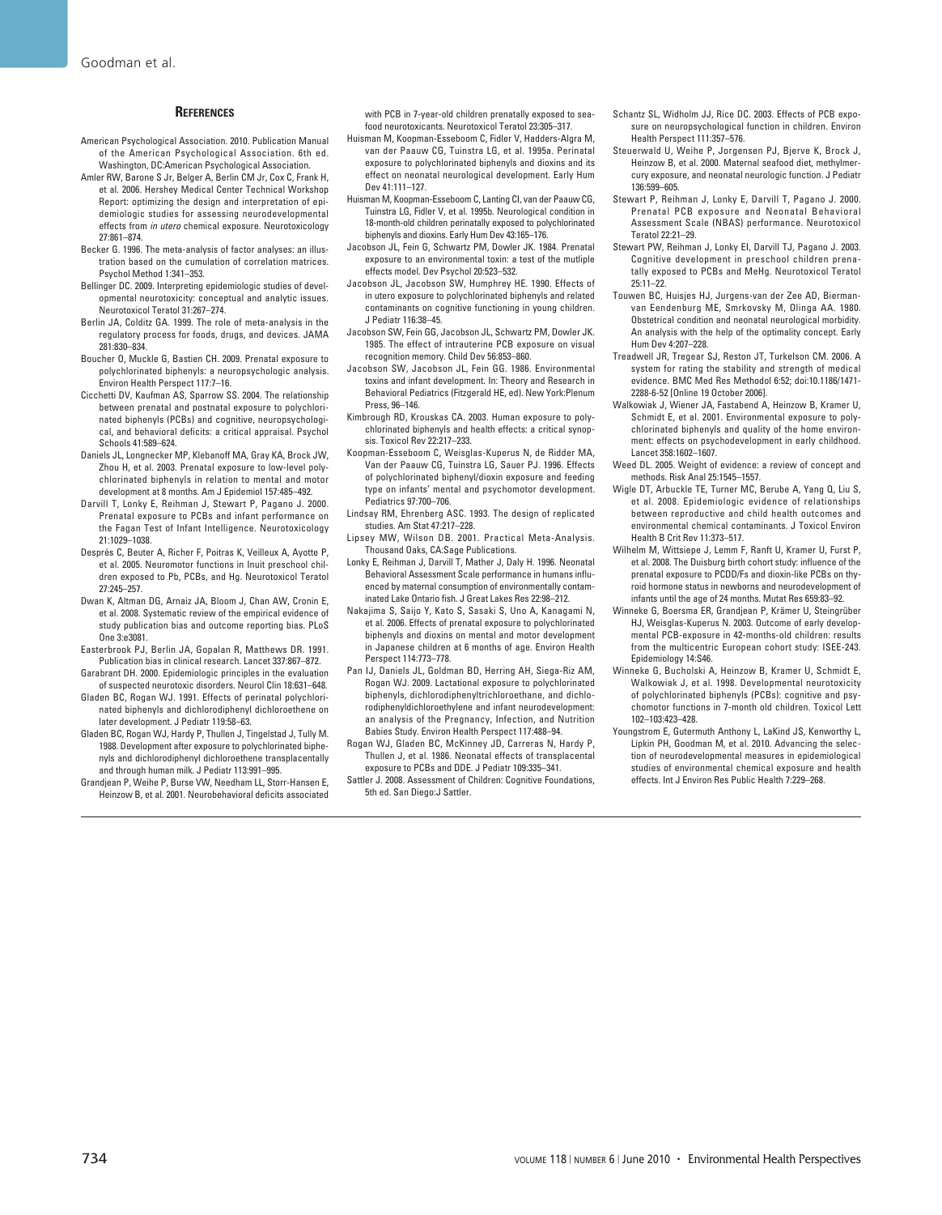## References

American Psychological Association. 2010. Publication Manual of the American Psychological Association. 6th ed. Washington, DC:American Psychological Association.

Amler RW, Barone S Jr, Belger A, Berlin CM Jr, Cox C, Frank H, et al. 2006. Hershey Medical Center Technical Workshop Report: optimizing the design and interpretation of epidemiologic studies for assessing neurodevelopmental effects from *in utero* chemical exposure. Neurotoxicology 27:861–874.

Becker G. 1996. The meta-analysis of factor analyses: an illustration based on the cumulation of correlation matrices. Psychol Method 1:341–353.

Bellinger DC. 2009. Interpreting epidemiologic studies of developmental neurotoxicity: conceptual and analytic issues. Neurotoxicol Teratol 31:267–274.

Berlin JA, Colditz GA. 1999. The role of meta-analysis in the regulatory process for foods, drugs, and devices. JAMA 281:830–834.

Boucher O, Muckle G, Bastien CH. 2009. Prenatal exposure to polychlorinated biphenyls: a neuropsychologic analysis. Environ Health Perspect 117:7–16.

Cicchetti DV, Kaufman AS, Sparrow SS. 2004. The relationship between prenatal and postnatal exposure to polychlorinated biphenyls (PCBs) and cognitive, neuropsychological, and behavioral deficits: a critical appraisal. Psychol Schools 41:589–624.

Daniels JL, Longnecker MP, Klebanoff MA, Gray KA, Brock JW, Zhou H, et al. 2003. Prenatal exposure to low-level polychlorinated biphenyls in relation to mental and motor development at 8 months. Am J Epidemiol 157:485–492.

Darvill T, Lonky E, Reihman J, Stewart P, Pagano J. 2000. Prenatal exposure to PCBs and infant performance on the Fagan Test of Infant Intelligence. Neurotoxicology 21:1029–1038.

Després C, Beuter A, Richer F, Poitras K, Veilleux A, Ayotte P, et al. 2005. Neuromotor functions in Inuit preschool children exposed to Pb, PCBs, and Hg. Neurotoxicol Teratol 27:245–257.

Dwan K, Altman DG, Arnaiz JA, Bloom J, Chan AW, Cronin E, et al. 2008. Systematic review of the empirical evidence of study publication bias and outcome reporting bias. PLoS One 3:e3081.

Easterbrook PJ, Berlin JA, Gopalan R, Matthews DR. 1991. Publication bias in clinical research. Lancet 337:867–872.

Garabrant DH. 2000. Epidemiologic principles in the evaluation of suspected neurotoxic disorders. Neurol Clin 18:631–648.

Gladen BC, Rogan WJ. 1991. Effects of perinatal polychlorinated biphenyls and dichlorodiphenyl dichloroethene on later development. J Pediatr 119:58–63.

Gladen BC, Rogan WJ, Hardy P, Thullen J, Tingelstad J, Tully M. 1988. Development after exposure to polychlorinated biphenyls and dichlorodiphenyl dichloroethene transplacentally and through human milk. J Pediatr 113:991–995.

Grandjean P, Weihe P, Burse VW, Needham LL, Storr-Hansen E, Heinzow B, et al. 2001. Neurobehavioral deficits associated with PCB in 7-year-old children prenatally exposed to seafood neurotoxicants. Neurotoxicol Teratol 23:305–317.

Huisman M, Koopman-Esseboom C, Fidler V, Hadders-Algra M, van der Paauw CG, Tuinstra LG, et al. 1995a. Perinatal exposure to polychlorinated biphenyls and dioxins and its effect on neonatal neurological development. Early Hum Dev 41:111–127.

Huisman M, Koopman-Esseboom C, Lanting CI, van der Paauw CG, Tuinstra LG, Fidler V, et al. 1995b. Neurological condition in 18-month-old children perinatally exposed to polychlorinated biphenyls and dioxins. Early Hum Dev 43:165–176.

Jacobson JL, Fein G, Schwartz PM, Dowler JK. 1984. Prenatal exposure to an environmental toxin: a test of the mutliple effects model. Dev Psychol 20:523–532.

Jacobson JL, Jacobson SW, Humphrey HE. 1990. Effects of in utero exposure to polychlorinated biphenyls and related contaminants on cognitive functioning in young children. J Pediatr 116:38–45.

Jacobson SW, Fein GG, Jacobson JL, Schwartz PM, Dowler JK. 1985. The effect of intrauterine PCB exposure on visual recognition memory. Child Dev 56:853–860.

Jacobson SW, Jacobson JL, Fein GG. 1986. Environmental toxins and infant development. In: Theory and Research in Behavioral Pediatrics (Fitzgerald HE, ed). New York:Plenum Press, 96–146.

Kimbrough RD, Krouskas CA. 2003. Human exposure to polychlorinated biphenyls and health effects: a critical synopsis. Toxicol Rev 22:217–233.

Koopman-Esseboom C, Weisglas-Kuperus N, de Ridder MA, Van der Paauw CG, Tuinstra LG, Sauer PJ. 1996. Effects of polychlorinated biphenyl/dioxin exposure and feeding type on infants' mental and psychomotor development. Pediatrics 97:700–706.

Lindsay RM, Ehrenberg ASC. 1993. The design of replicated studies. Am Stat 47:217–228.

Lipsey MW, Wilson DB. 2001. Practical Meta-Analysis. Thousand Oaks, CA:Sage Publications.

Lonky E, Reihman J, Darvill T, Mather J, Daly H. 1996. Neonatal Behavioral Assessment Scale performance in humans influenced by maternal consumption of environmentally contaminated Lake Ontario fish. J Great Lakes Res 22:98–212.

Nakajima S, Saijo Y, Kato S, Sasaki S, Uno A, Kanagami N, et al. 2006. Effects of prenatal exposure to polychlorinated biphenyls and dioxins on mental and motor development in Japanese children at 6 months of age. Environ Health Perspect 114:773–778.

Pan IJ, Daniels JL, Goldman BD, Herring AH, Siega-Riz AM, Rogan WJ. 2009. Lactational exposure to polychlorinated biphenyls, dichlorodiphenyltrichloroethane, and dichlorodiphenyldichloroethylene and infant neurodevelopment: an analysis of the Pregnancy, Infection, and Nutrition Babies Study. Environ Health Perspect 117:488–94.

Rogan WJ, Gladen BC, McKinney JD, Carreras N, Hardy P, Thullen J, et al. 1986. Neonatal effects of transplacental exposure to PCBs and DDE. J Pediatr 109:335–341.

Sattler J. 2008. Assessment of Children: Cognitive Foundations, 5th ed. San Diego:J Sattler.

Schantz SL, Widholm JJ, Rice DC. 2003. Effects of PCB exposure on neuropsychological function in children. Environ Health Perspect 111:357–576.

Steuerwald U, Weihe P, Jorgensen PJ, Bjerve K, Brock J, Heinzow B, et al. 2000. Maternal seafood diet, methylmercury exposure, and neonatal neurologic function. J Pediatr 136:599–605.

Stewart P, Reihman J, Lonky E, Darvill T, Pagano J. 2000. Prenatal PCB exposure and Neonatal Behavioral Assessment Scale (NBAS) performance. Neurotoxicol Teratol 22:21–29.

Stewart PW, Reihman J, Lonky EI, Darvill TJ, Pagano J. 2003. Cognitive development in preschool children prenatally exposed to PCBs and MeHg. Neurotoxicol Teratol 25:11–22.

Touwen BC, Huisjes HJ, Jurgens-van der Zee AD, Bierman-van Eendenburg ME, Smrkovsky M, Olinga AA. 1980. Obstetrical condition and neonatal neurological morbidity. An analysis with the help of the optimality concept. Early Hum Dev 4:207–228.

Treadwell JR, Tregear SJ, Reston JT, Turkelson CM. 2006. A system for rating the stability and strength of medical evidence. BMC Med Res Methodol 6:52; doi:10.1186/1471-2288-6-52 [Online 19 October 2006].

Walkowiak J, Wiener JA, Fastabend A, Heinzow B, Kramer U, Schmidt E, et al. 2001. Environmental exposure to polychlorinated biphenyls and quality of the home environment: effects on psychodevelopment in early childhood. Lancet 358:1602–1607.

Weed DL. 2005. Weight of evidence: a review of concept and methods. Risk Anal 25:1545–1557.

Wigle DT, Arbuckle TE, Turner MC, Berube A, Yang Q, Liu S, et al. 2008. Epidemiologic evidence of relationships between reproductive and child health outcomes and environmental chemical contaminants. J Toxicol Environ Health B Crit Rev 11:373–517.

Wilhelm M, Wittsiepe J, Lemm F, Ranft U, Kramer U, Furst P, et al. 2008. The Duisburg birth cohort study: influence of the prenatal exposure to PCDD/Fs and dioxin-like PCBs on thyroid hormone status in newborns and neurodevelopment of infants until the age of 24 months. Mutat Res 659:83–92.

Winneke G, Boersma ER, Grandjean P, Krämer U, Steingrüber HJ, Weisglas-Kuperus N. 2003. Outcome of early developmental PCB-exposure in 42-months-old children: results from the multicentric European cohort study: ISEE-243. Epidemiology 14:S46.

Winneke G, Bucholski A, Heinzow B, Kramer U, Schmidt E, Walkowiak J, et al. 1998. Developmental neurotoxicity of polychlorinated biphenyls (PCBs): cognitive and psychomotor functions in 7-month old children. Toxicol Lett 102–103:423–428.

Youngstrom E, Gutermuth Anthony L, LaKind JS, Kenworthy L, Lipkin PH, Goodman M, et al. 2010. Advancing the selection of neurodevelopmental measures in epidemiological studies of environmental chemical exposure and health effects. Int J Environ Res Public Health 7:229–268.